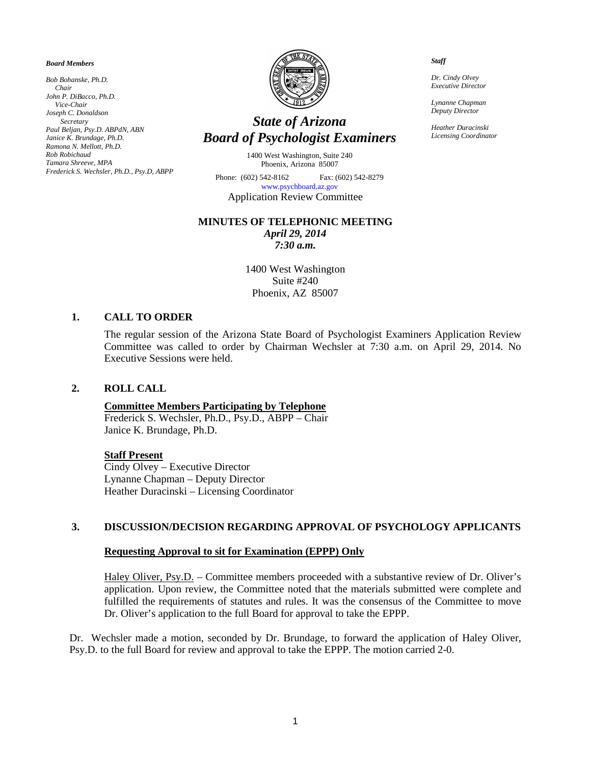***Board Members***

*Bob Bohanske, Ph.D.*
*Chair*
*John P. DiBacco, Ph.D.*
*Vice-Chair*
*Joseph C. Donaldson*
*Secretary*
*Paul Beljan, Psy.D. ABPdN, ABN*
*Janice K. Brundage, Ph.D.*
*Ramona N. Mellott, Ph.D.*
*Rob Robichaud*
*Tamara Shreeve, MPA*
*Frederick S. Wechsler, Ph.D., Psy.D, ABPP*

# *State of Arizona*
# *Board of Psychologist Examiners*

1400 West Washington, Suite 240
Phoenix, Arizona 85007

Phone: (602) 542-8162 Fax: (602) 542-8279
www.psychboard.az.gov

Application Review Committee

***Staff***

*Dr. Cindy Olvey*
*Executive Director*

*Lynanne Chapman*
*Deputy Director*

*Heather Duracinski*
*Licensing Coordinator*

## MINUTES OF TELEPHONIC MEETING

***April 29, 2014***
***7:30 a.m.***

1400 West Washington
Suite #240
Phoenix, AZ 85007

### 1. CALL TO ORDER

The regular session of the Arizona State Board of Psychologist Examiners Application Review Committee was called to order by Chairman Wechsler at 7:30 a.m. on April 29, 2014. No Executive Sessions were held.

### 2. ROLL CALL

**Committee Members Participating by Telephone**
Frederick S. Wechsler, Ph.D., Psy.D., ABPP – Chair
Janice K. Brundage, Ph.D.

**Staff Present**
Cindy Olvey – Executive Director
Lynanne Chapman – Deputy Director
Heather Duracinski – Licensing Coordinator

### 3. DISCUSSION/DECISION REGARDING APPROVAL OF PSYCHOLOGY APPLICANTS

**Requesting Approval to sit for Examination (EPPP) Only**

Haley Oliver, Psy.D. – Committee members proceeded with a substantive review of Dr. Oliver's application. Upon review, the Committee noted that the materials submitted were complete and fulfilled the requirements of statutes and rules. It was the consensus of the Committee to move Dr. Oliver's application to the full Board for approval to take the EPPP.

Dr. Wechsler made a motion, seconded by Dr. Brundage, to forward the application of Haley Oliver, Psy.D. to the full Board for review and approval to take the EPPP. The motion carried 2-0.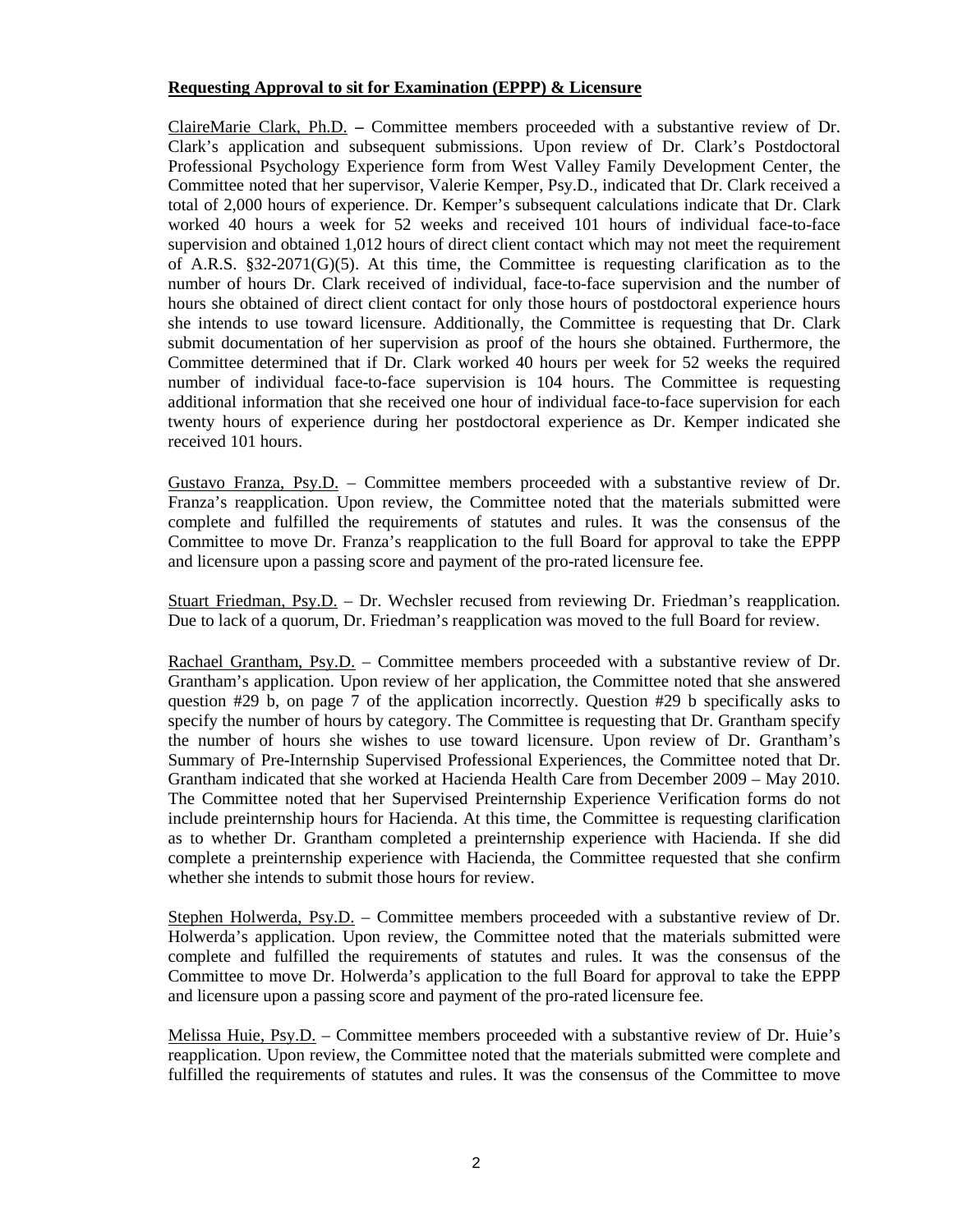**Requesting Approval to sit for Examination (EPPP) & Licensure**

<u>ClaireMarie Clark, Ph.D.</u> **–** Committee members proceeded with a substantive review of Dr. Clark's application and subsequent submissions. Upon review of Dr. Clark's Postdoctoral Professional Psychology Experience form from West Valley Family Development Center, the Committee noted that her supervisor, Valerie Kemper, Psy.D., indicated that Dr. Clark received a total of 2,000 hours of experience. Dr. Kemper's subsequent calculations indicate that Dr. Clark worked 40 hours a week for 52 weeks and received 101 hours of individual face-to-face supervision and obtained 1,012 hours of direct client contact which may not meet the requirement of A.R.S. §32-2071(G)(5). At this time, the Committee is requesting clarification as to the number of hours Dr. Clark received of individual, face-to-face supervision and the number of hours she obtained of direct client contact for only those hours of postdoctoral experience hours she intends to use toward licensure. Additionally, the Committee is requesting that Dr. Clark submit documentation of her supervision as proof of the hours she obtained. Furthermore, the Committee determined that if Dr. Clark worked 40 hours per week for 52 weeks the required number of individual face-to-face supervision is 104 hours. The Committee is requesting additional information that she received one hour of individual face-to-face supervision for each twenty hours of experience during her postdoctoral experience as Dr. Kemper indicated she received 101 hours.

<u>Gustavo Franza, Psy.D.</u> – Committee members proceeded with a substantive review of Dr. Franza's reapplication. Upon review, the Committee noted that the materials submitted were complete and fulfilled the requirements of statutes and rules. It was the consensus of the Committee to move Dr. Franza's reapplication to the full Board for approval to take the EPPP and licensure upon a passing score and payment of the pro-rated licensure fee.

<u>Stuart Friedman, Psy.D.</u> – Dr. Wechsler recused from reviewing Dr. Friedman's reapplication. Due to lack of a quorum, Dr. Friedman's reapplication was moved to the full Board for review.

<u>Rachael Grantham, Psy.D.</u> – Committee members proceeded with a substantive review of Dr. Grantham's application. Upon review of her application, the Committee noted that she answered question #29 b, on page 7 of the application incorrectly. Question #29 b specifically asks to specify the number of hours by category. The Committee is requesting that Dr. Grantham specify the number of hours she wishes to use toward licensure. Upon review of Dr. Grantham's Summary of Pre-Internship Supervised Professional Experiences, the Committee noted that Dr. Grantham indicated that she worked at Hacienda Health Care from December 2009 – May 2010. The Committee noted that her Supervised Preinternship Experience Verification forms do not include preinternship hours for Hacienda. At this time, the Committee is requesting clarification as to whether Dr. Grantham completed a preinternship experience with Hacienda. If she did complete a preinternship experience with Hacienda, the Committee requested that she confirm whether she intends to submit those hours for review.

<u>Stephen Holwerda, Psy.D.</u> – Committee members proceeded with a substantive review of Dr. Holwerda's application. Upon review, the Committee noted that the materials submitted were complete and fulfilled the requirements of statutes and rules. It was the consensus of the Committee to move Dr. Holwerda's application to the full Board for approval to take the EPPP and licensure upon a passing score and payment of the pro-rated licensure fee.

<u>Melissa Huie, Psy.D.</u> – Committee members proceeded with a substantive review of Dr. Huie's reapplication. Upon review, the Committee noted that the materials submitted were complete and fulfilled the requirements of statutes and rules. It was the consensus of the Committee to move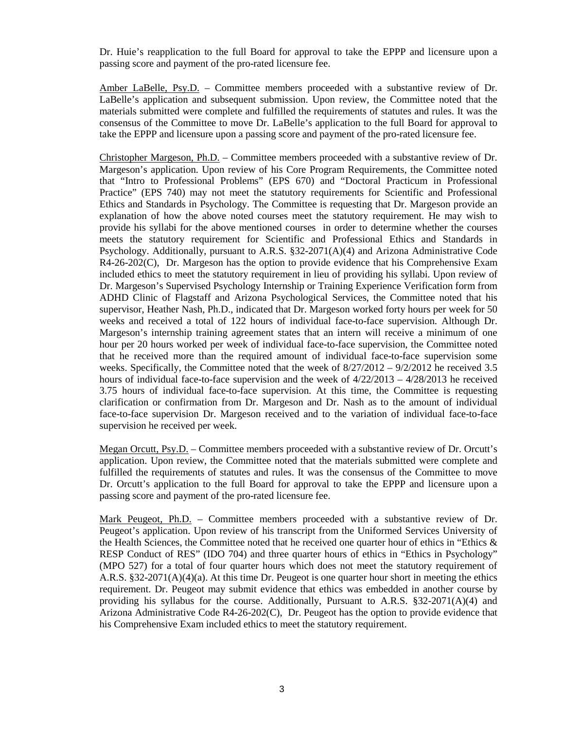Dr. Huie's reapplication to the full Board for approval to take the EPPP and licensure upon a passing score and payment of the pro-rated licensure fee.

Amber LaBelle, Psy.D. – Committee members proceeded with a substantive review of Dr. LaBelle's application and subsequent submission. Upon review, the Committee noted that the materials submitted were complete and fulfilled the requirements of statutes and rules. It was the consensus of the Committee to move Dr. LaBelle's application to the full Board for approval to take the EPPP and licensure upon a passing score and payment of the pro-rated licensure fee.

Christopher Margeson, Ph.D. – Committee members proceeded with a substantive review of Dr. Margeson's application. Upon review of his Core Program Requirements, the Committee noted that "Intro to Professional Problems" (EPS 670) and "Doctoral Practicum in Professional Practice" (EPS 740) may not meet the statutory requirements for Scientific and Professional Ethics and Standards in Psychology. The Committee is requesting that Dr. Margeson provide an explanation of how the above noted courses meet the statutory requirement. He may wish to provide his syllabi for the above mentioned courses in order to determine whether the courses meets the statutory requirement for Scientific and Professional Ethics and Standards in Psychology. Additionally, pursuant to A.R.S. §32-2071(A)(4) and Arizona Administrative Code R4-26-202(C), Dr. Margeson has the option to provide evidence that his Comprehensive Exam included ethics to meet the statutory requirement in lieu of providing his syllabi. Upon review of Dr. Margeson's Supervised Psychology Internship or Training Experience Verification form from ADHD Clinic of Flagstaff and Arizona Psychological Services, the Committee noted that his supervisor, Heather Nash, Ph.D., indicated that Dr. Margeson worked forty hours per week for 50 weeks and received a total of 122 hours of individual face-to-face supervision. Although Dr. Margeson's internship training agreement states that an intern will receive a minimum of one hour per 20 hours worked per week of individual face-to-face supervision, the Committee noted that he received more than the required amount of individual face-to-face supervision some weeks. Specifically, the Committee noted that the week of 8/27/2012 – 9/2/2012 he received 3.5 hours of individual face-to-face supervision and the week of 4/22/2013 – 4/28/2013 he received 3.75 hours of individual face-to-face supervision. At this time, the Committee is requesting clarification or confirmation from Dr. Margeson and Dr. Nash as to the amount of individual face-to-face supervision Dr. Margeson received and to the variation of individual face-to-face supervision he received per week.

Megan Orcutt, Psy.D. – Committee members proceeded with a substantive review of Dr. Orcutt's application. Upon review, the Committee noted that the materials submitted were complete and fulfilled the requirements of statutes and rules. It was the consensus of the Committee to move Dr. Orcutt's application to the full Board for approval to take the EPPP and licensure upon a passing score and payment of the pro-rated licensure fee.

Mark Peugeot, Ph.D. – Committee members proceeded with a substantive review of Dr. Peugeot's application. Upon review of his transcript from the Uniformed Services University of the Health Sciences, the Committee noted that he received one quarter hour of ethics in "Ethics & RESP Conduct of RES" (IDO 704) and three quarter hours of ethics in "Ethics in Psychology" (MPO 527) for a total of four quarter hours which does not meet the statutory requirement of A.R.S. §32-2071(A)(4)(a). At this time Dr. Peugeot is one quarter hour short in meeting the ethics requirement. Dr. Peugeot may submit evidence that ethics was embedded in another course by providing his syllabus for the course. Additionally, Pursuant to A.R.S. §32-2071(A)(4) and Arizona Administrative Code R4-26-202(C), Dr. Peugeot has the option to provide evidence that his Comprehensive Exam included ethics to meet the statutory requirement.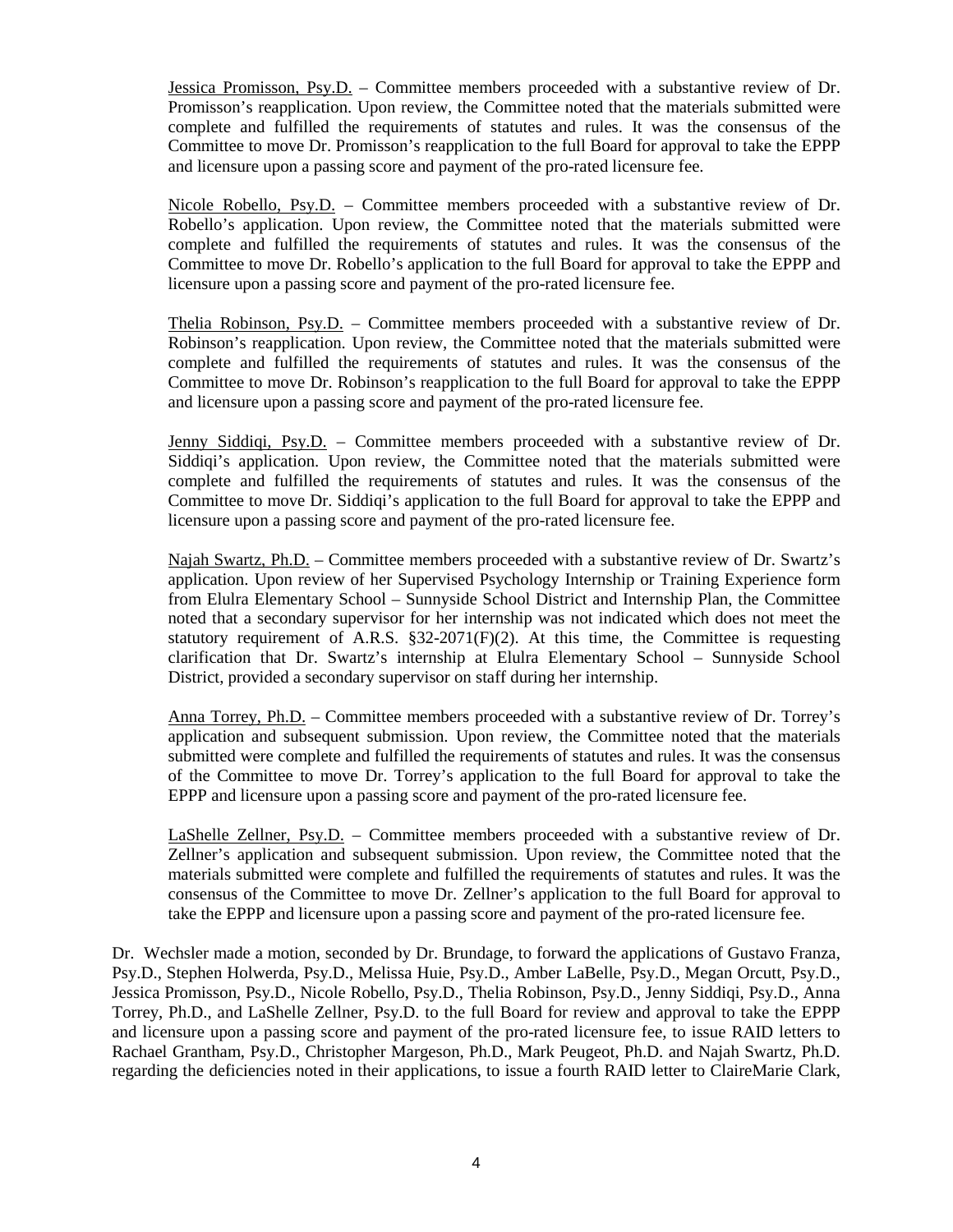Jessica Promisson, Psy.D. – Committee members proceeded with a substantive review of Dr. Promisson's reapplication. Upon review, the Committee noted that the materials submitted were complete and fulfilled the requirements of statutes and rules. It was the consensus of the Committee to move Dr. Promisson's reapplication to the full Board for approval to take the EPPP and licensure upon a passing score and payment of the pro-rated licensure fee.

Nicole Robello, Psy.D. – Committee members proceeded with a substantive review of Dr. Robello's application. Upon review, the Committee noted that the materials submitted were complete and fulfilled the requirements of statutes and rules. It was the consensus of the Committee to move Dr. Robello's application to the full Board for approval to take the EPPP and licensure upon a passing score and payment of the pro-rated licensure fee.

Thelia Robinson, Psy.D. – Committee members proceeded with a substantive review of Dr. Robinson's reapplication. Upon review, the Committee noted that the materials submitted were complete and fulfilled the requirements of statutes and rules. It was the consensus of the Committee to move Dr. Robinson's reapplication to the full Board for approval to take the EPPP and licensure upon a passing score and payment of the pro-rated licensure fee.

Jenny Siddiqi, Psy.D. – Committee members proceeded with a substantive review of Dr. Siddiqi's application. Upon review, the Committee noted that the materials submitted were complete and fulfilled the requirements of statutes and rules. It was the consensus of the Committee to move Dr. Siddiqi's application to the full Board for approval to take the EPPP and licensure upon a passing score and payment of the pro-rated licensure fee.

Najah Swartz, Ph.D. – Committee members proceeded with a substantive review of Dr. Swartz's application. Upon review of her Supervised Psychology Internship or Training Experience form from Elulra Elementary School – Sunnyside School District and Internship Plan, the Committee noted that a secondary supervisor for her internship was not indicated which does not meet the statutory requirement of A.R.S. §32-2071(F)(2). At this time, the Committee is requesting clarification that Dr. Swartz's internship at Elulra Elementary School – Sunnyside School District, provided a secondary supervisor on staff during her internship.

Anna Torrey, Ph.D. – Committee members proceeded with a substantive review of Dr. Torrey's application and subsequent submission. Upon review, the Committee noted that the materials submitted were complete and fulfilled the requirements of statutes and rules. It was the consensus of the Committee to move Dr. Torrey's application to the full Board for approval to take the EPPP and licensure upon a passing score and payment of the pro-rated licensure fee.

LaShelle Zellner, Psy.D. – Committee members proceeded with a substantive review of Dr. Zellner's application and subsequent submission. Upon review, the Committee noted that the materials submitted were complete and fulfilled the requirements of statutes and rules. It was the consensus of the Committee to move Dr. Zellner's application to the full Board for approval to take the EPPP and licensure upon a passing score and payment of the pro-rated licensure fee.

Dr. Wechsler made a motion, seconded by Dr. Brundage, to forward the applications of Gustavo Franza, Psy.D., Stephen Holwerda, Psy.D., Melissa Huie, Psy.D., Amber LaBelle, Psy.D., Megan Orcutt, Psy.D., Jessica Promisson, Psy.D., Nicole Robello, Psy.D., Thelia Robinson, Psy.D., Jenny Siddiqi, Psy.D., Anna Torrey, Ph.D., and LaShelle Zellner, Psy.D. to the full Board for review and approval to take the EPPP and licensure upon a passing score and payment of the pro-rated licensure fee, to issue RAID letters to Rachael Grantham, Psy.D., Christopher Margeson, Ph.D., Mark Peugeot, Ph.D. and Najah Swartz, Ph.D. regarding the deficiencies noted in their applications, to issue a fourth RAID letter to ClaireMarie Clark,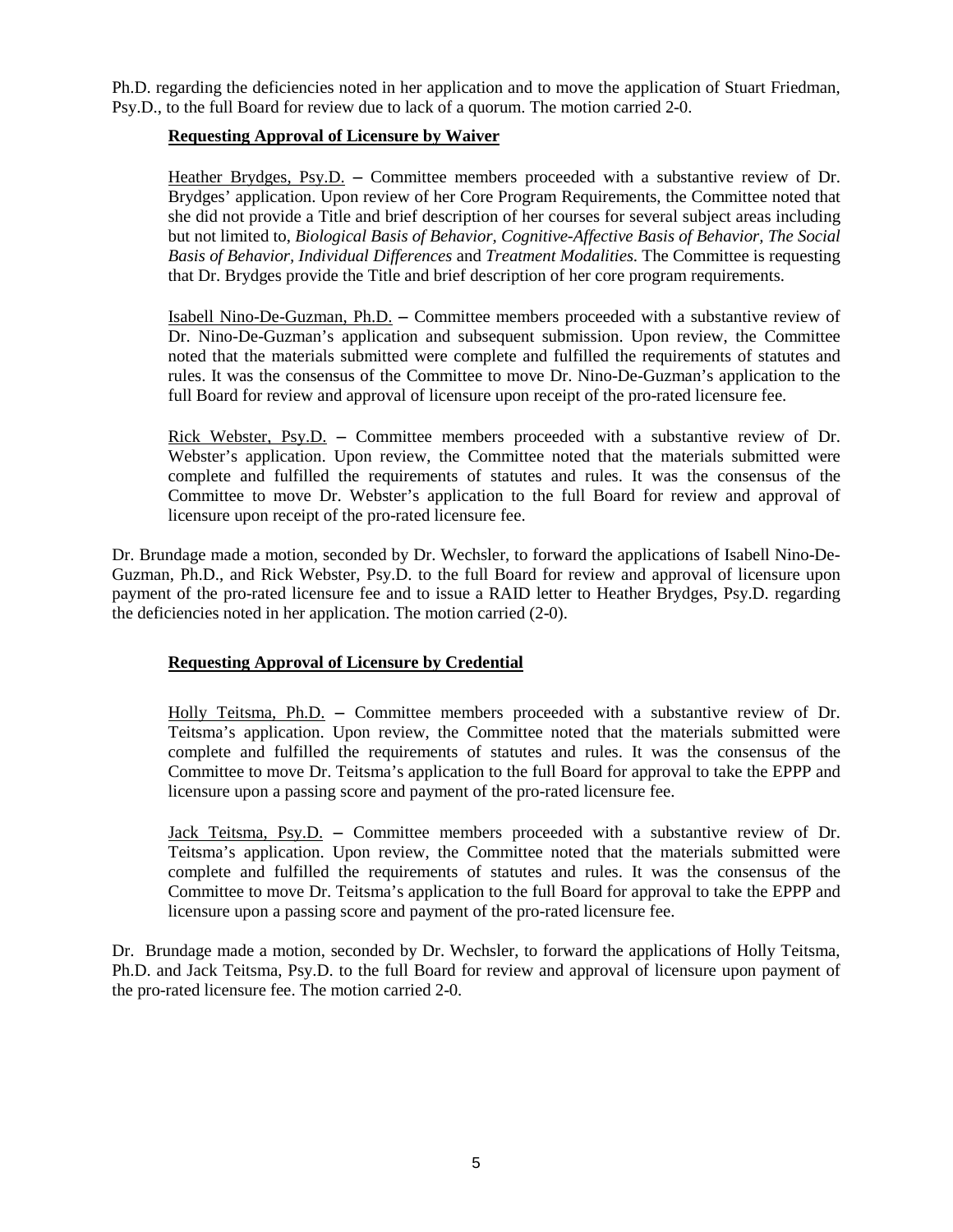Ph.D. regarding the deficiencies noted in her application and to move the application of Stuart Friedman, Psy.D., to the full Board for review due to lack of a quorum. The motion carried 2-0.

**Requesting Approval of Licensure by Waiver**

Heather Brydges, Psy.D. – Committee members proceeded with a substantive review of Dr. Brydges' application. Upon review of her Core Program Requirements, the Committee noted that she did not provide a Title and brief description of her courses for several subject areas including but not limited to, *Biological Basis of Behavior, Cognitive-Affective Basis of Behavior, The Social Basis of Behavior, Individual Differences* and *Treatment Modalities.* The Committee is requesting that Dr. Brydges provide the Title and brief description of her core program requirements.

Isabell Nino-De-Guzman, Ph.D. – Committee members proceeded with a substantive review of Dr. Nino-De-Guzman's application and subsequent submission. Upon review, the Committee noted that the materials submitted were complete and fulfilled the requirements of statutes and rules. It was the consensus of the Committee to move Dr. Nino-De-Guzman's application to the full Board for review and approval of licensure upon receipt of the pro-rated licensure fee.

Rick Webster, Psy.D. – Committee members proceeded with a substantive review of Dr. Webster's application. Upon review, the Committee noted that the materials submitted were complete and fulfilled the requirements of statutes and rules. It was the consensus of the Committee to move Dr. Webster's application to the full Board for review and approval of licensure upon receipt of the pro-rated licensure fee.

Dr. Brundage made a motion, seconded by Dr. Wechsler, to forward the applications of Isabell Nino-De-Guzman, Ph.D., and Rick Webster, Psy.D. to the full Board for review and approval of licensure upon payment of the pro-rated licensure fee and to issue a RAID letter to Heather Brydges, Psy.D. regarding the deficiencies noted in her application. The motion carried (2-0).

**Requesting Approval of Licensure by Credential**

Holly Teitsma, Ph.D. – Committee members proceeded with a substantive review of Dr. Teitsma's application. Upon review, the Committee noted that the materials submitted were complete and fulfilled the requirements of statutes and rules. It was the consensus of the Committee to move Dr. Teitsma's application to the full Board for approval to take the EPPP and licensure upon a passing score and payment of the pro-rated licensure fee.

Jack Teitsma, Psy.D. – Committee members proceeded with a substantive review of Dr. Teitsma's application. Upon review, the Committee noted that the materials submitted were complete and fulfilled the requirements of statutes and rules. It was the consensus of the Committee to move Dr. Teitsma's application to the full Board for approval to take the EPPP and licensure upon a passing score and payment of the pro-rated licensure fee.

Dr. Brundage made a motion, seconded by Dr. Wechsler, to forward the applications of Holly Teitsma, Ph.D. and Jack Teitsma, Psy.D. to the full Board for review and approval of licensure upon payment of the pro-rated licensure fee. The motion carried 2-0.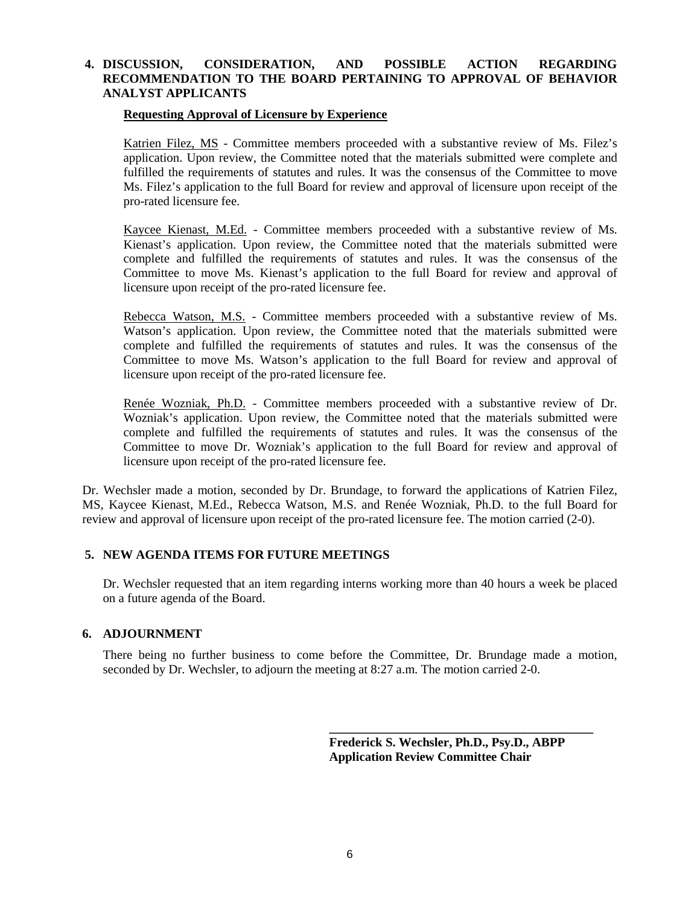## 4. DISCUSSION, CONSIDERATION, AND POSSIBLE ACTION REGARDING RECOMMENDATION TO THE BOARD PERTAINING TO APPROVAL OF BEHAVIOR ANALYST APPLICANTS

**Requesting Approval of Licensure by Experience**

Katrien Filez, MS - Committee members proceeded with a substantive review of Ms. Filez's application. Upon review, the Committee noted that the materials submitted were complete and fulfilled the requirements of statutes and rules. It was the consensus of the Committee to move Ms. Filez's application to the full Board for review and approval of licensure upon receipt of the pro-rated licensure fee.

Kaycee Kienast, M.Ed. - Committee members proceeded with a substantive review of Ms. Kienast's application. Upon review, the Committee noted that the materials submitted were complete and fulfilled the requirements of statutes and rules. It was the consensus of the Committee to move Ms. Kienast's application to the full Board for review and approval of licensure upon receipt of the pro-rated licensure fee.

Rebecca Watson, M.S. - Committee members proceeded with a substantive review of Ms. Watson's application. Upon review, the Committee noted that the materials submitted were complete and fulfilled the requirements of statutes and rules. It was the consensus of the Committee to move Ms. Watson's application to the full Board for review and approval of licensure upon receipt of the pro-rated licensure fee.

Renée Wozniak, Ph.D. - Committee members proceeded with a substantive review of Dr. Wozniak's application. Upon review, the Committee noted that the materials submitted were complete and fulfilled the requirements of statutes and rules. It was the consensus of the Committee to move Dr. Wozniak's application to the full Board for review and approval of licensure upon receipt of the pro-rated licensure fee.

Dr. Wechsler made a motion, seconded by Dr. Brundage, to forward the applications of Katrien Filez, MS, Kaycee Kienast, M.Ed., Rebecca Watson, M.S. and Renée Wozniak, Ph.D. to the full Board for review and approval of licensure upon receipt of the pro-rated licensure fee. The motion carried (2-0).

## 5. NEW AGENDA ITEMS FOR FUTURE MEETINGS

Dr. Wechsler requested that an item regarding interns working more than 40 hours a week be placed on a future agenda of the Board.

## 6. ADJOURNMENT

There being no further business to come before the Committee, Dr. Brundage made a motion, seconded by Dr. Wechsler, to adjourn the meeting at 8:27 a.m. The motion carried 2-0.

\_\_\_\_\_\_\_\_\_\_\_\_\_\_\_\_\_\_\_\_\_\_\_\_\_\_\_\_\_\_\_\_\_\_\_\_\_\_\_\_

**Frederick S. Wechsler, Ph.D., Psy.D., ABPP**
**Application Review Committee Chair**